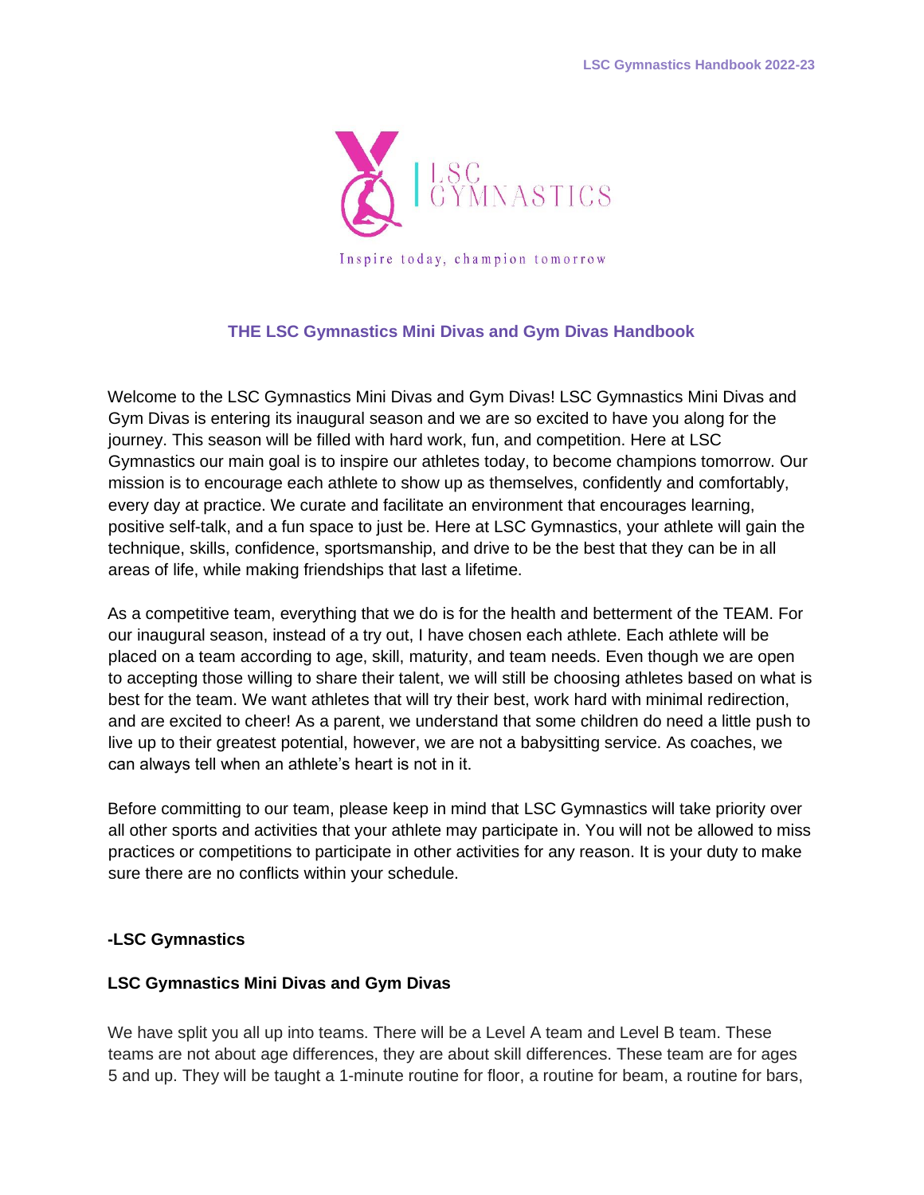LSC GYMNASTICS

Inspire today, champion tomorrow

# THE LSC Gymnastics Mini Divas and Gym Divas Handbook

Welcome to the LSC Gymnastics Mini Divas and Gym Divas! LSC Gymnastics Mini Divas and Gym Divas is entering its inaugural season and we are so excited to have you along for the journey. This season will be filled with hard work, fun, and competition. Here at LSC Gymnastics our main goal is to inspire our athletes today, to become champions tomorrow. Our mission is to encourage each athlete to show up as themselves, confidently and comfortably, every day at practice. We curate and facilitate an environment that encourages learning, positive self-talk, and a fun space to just be. Here at LSC Gymnastics, your athlete will gain the technique, skills, confidence, sportsmanship, and drive to be the best that they can be in all areas of life, while making friendships that last a lifetime.

As a competitive team, everything that we do is for the health and betterment of the TEAM. For our inaugural season, instead of a try out, I have chosen each athlete. Each athlete will be placed on a team according to age, skill, maturity, and team needs. Even though we are open to accepting those willing to share their talent, we will still be choosing athletes based on what is best for the team. We want athletes that will try their best, work hard with minimal redirection, and are excited to cheer! As a parent, we understand that some children do need a little push to live up to their greatest potential, however, we are not a babysitting service. As coaches, we can always tell when an athlete's heart is not in it.

Before committing to our team, please keep in mind that LSC Gymnastics will take priority over all other sports and activities that your athlete may participate in. You will not be allowed to miss practices or competitions to participate in other activities for any reason. It is your duty to make sure there are no conflicts within your schedule.

**-LSC Gymnastics**

## LSC Gymnastics Mini Divas and Gym Divas

We have split you all up into teams. There will be a Level A team and Level B team. These teams are not about age differences, they are about skill differences. These team are for ages 5 and up. They will be taught a 1-minute routine for floor, a routine for beam, a routine for bars,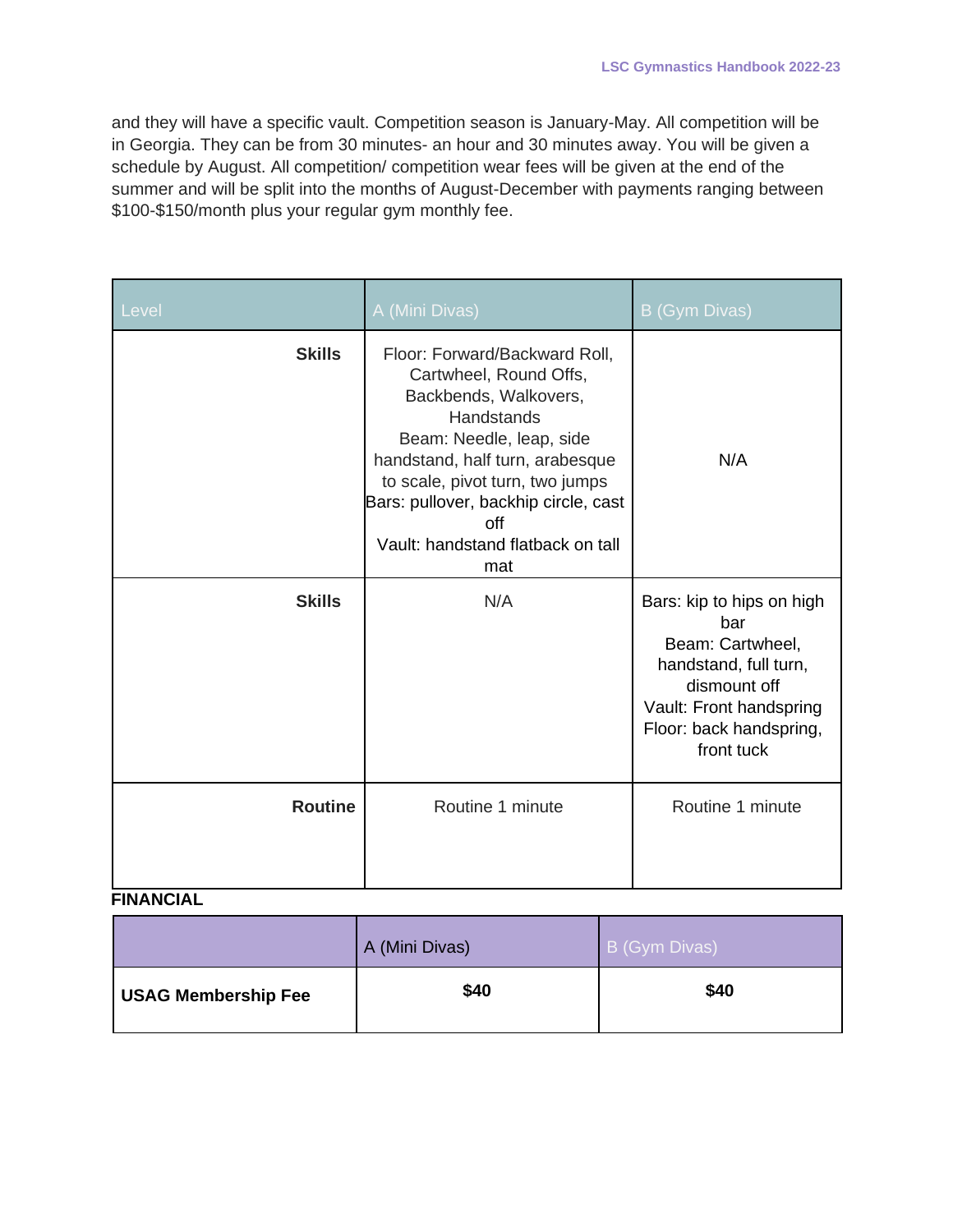and they will have a specific vault. Competition season is January-May. All competition will be in Georgia. They can be from 30 minutes- an hour and 30 minutes away. You will be given a schedule by August. All competition/ competition wear fees will be given at the end of the summer and will be split into the months of August-December with payments ranging between $100-$150/month plus your regular gym monthly fee.

| Level | A (Mini Divas) | B (Gym Divas) |
|---|---|---|
| **Skills** | Floor: Forward/Backward Roll, Cartwheel, Round Offs, Backbends, Walkovers, Handstands<br>Beam: Needle, leap, side handstand, half turn, arabesque to scale, pivot turn, two jumps<br>Bars: pullover, backhip circle, cast off<br>Vault: handstand flatback on tall mat | N/A |
| **Skills** | N/A | Bars: kip to hips on high bar<br>Beam: Cartwheel, handstand, full turn, dismount off<br>Vault: Front handspring<br>Floor: back handspring, front tuck |
| **Routine** | Routine 1 minute | Routine 1 minute |

**FINANCIAL**

| | A (Mini Divas) | B (Gym Divas) |
|---|---|---|
| **USAG Membership Fee** | **$40** | **$40** |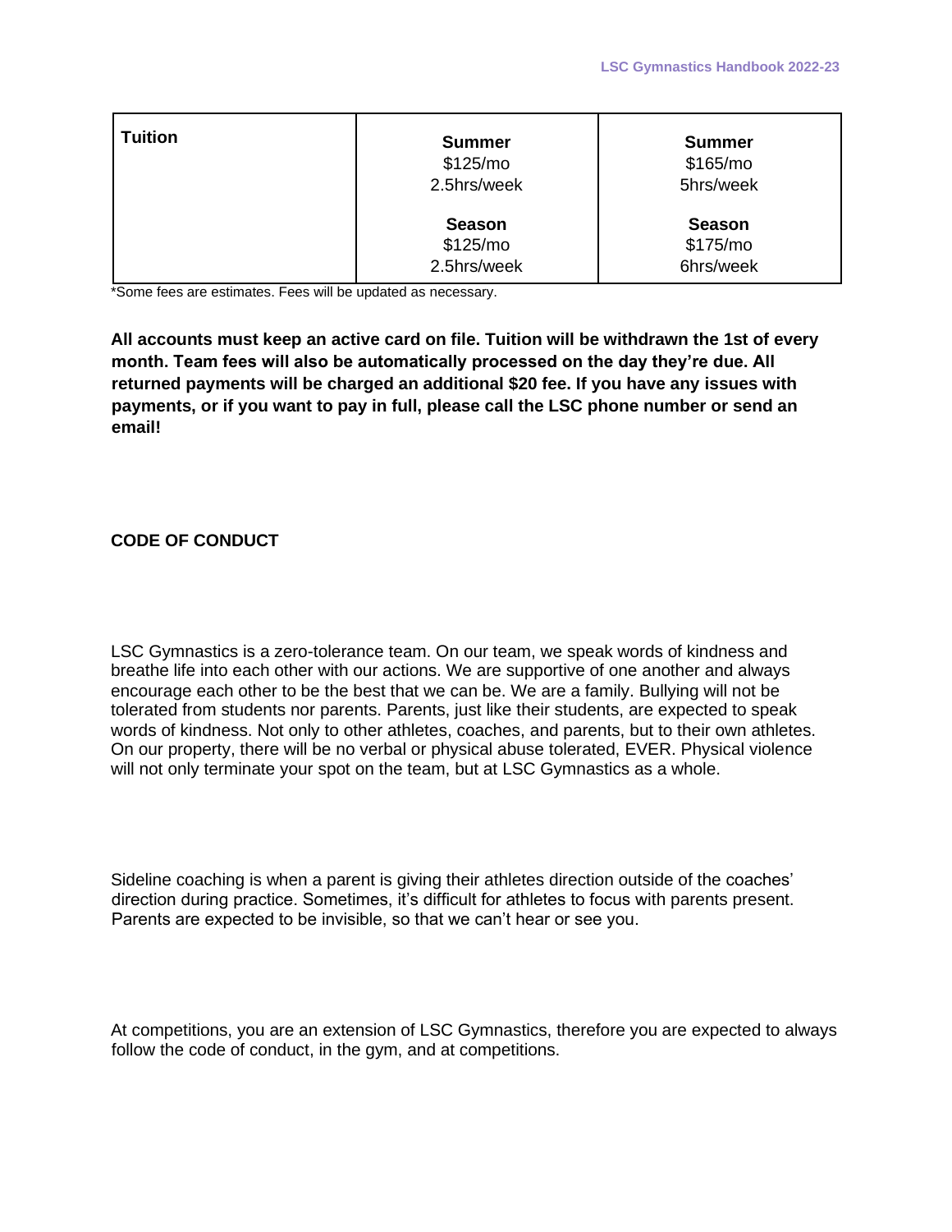| Tuition | Summer<br>$125/mo<br>2.5hrs/week<br><br>Season<br>$125/mo<br>2.5hrs/week | Summer<br>$165/mo<br>5hrs/week<br><br>Season<br>$175/mo<br>6hrs/week |
|---|---|---|

*Some fees are estimates. Fees will be updated as necessary.

**All accounts must keep an active card on file. Tuition will be withdrawn the 1st of every month. Team fees will also be automatically processed on the day they're due. All returned payments will be charged an additional $20 fee. If you have any issues with payments, or if you want to pay in full, please call the LSC phone number or send an email!**

**CODE OF CONDUCT**

LSC Gymnastics is a zero-tolerance team. On our team, we speak words of kindness and breathe life into each other with our actions. We are supportive of one another and always encourage each other to be the best that we can be. We are a family. Bullying will not be tolerated from students nor parents. Parents, just like their students, are expected to speak words of kindness. Not only to other athletes, coaches, and parents, but to their own athletes. On our property, there will be no verbal or physical abuse tolerated, EVER. Physical violence will not only terminate your spot on the team, but at LSC Gymnastics as a whole.

Sideline coaching is when a parent is giving their athletes direction outside of the coaches' direction during practice. Sometimes, it's difficult for athletes to focus with parents present. Parents are expected to be invisible, so that we can't hear or see you.

At competitions, you are an extension of LSC Gymnastics, therefore you are expected to always follow the code of conduct, in the gym, and at competitions.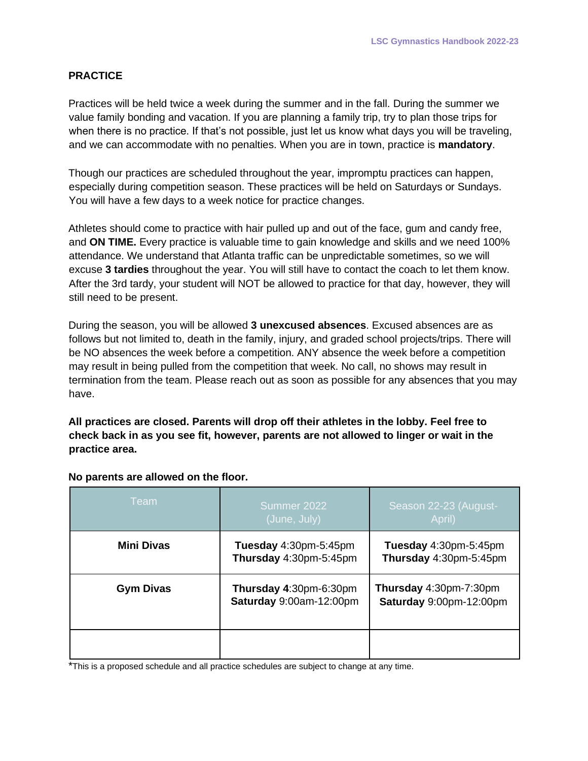## PRACTICE

Practices will be held twice a week during the summer and in the fall. During the summer we value family bonding and vacation. If you are planning a family trip, try to plan those trips for when there is no practice. If that's not possible, just let us know what days you will be traveling, and we can accommodate with no penalties. When you are in town, practice is **mandatory**.

Though our practices are scheduled throughout the year, impromptu practices can happen, especially during competition season. These practices will be held on Saturdays or Sundays. You will have a few days to a week notice for practice changes.

Athletes should come to practice with hair pulled up and out of the face, gum and candy free, and **ON TIME.** Every practice is valuable time to gain knowledge and skills and we need 100% attendance. We understand that Atlanta traffic can be unpredictable sometimes, so we will excuse **3 tardies** throughout the year. You will still have to contact the coach to let them know. After the 3rd tardy, your student will NOT be allowed to practice for that day, however, they will still need to be present.

During the season, you will be allowed **3 unexcused absences**. Excused absences are as follows but not limited to, death in the family, injury, and graded school projects/trips. There will be NO absences the week before a competition. ANY absence the week before a competition may result in being pulled from the competition that week. No call, no shows may result in termination from the team. Please reach out as soon as possible for any absences that you may have.

**All practices are closed. Parents will drop off their athletes in the lobby. Feel free to check back in as you see fit, however, parents are not allowed to linger or wait in the practice area.**

**No parents are allowed on the floor.**

| Team | Summer 2022 (June, July) | Season 22-23 (August-April) |
|---|---|---|
| **Mini Divas** | **Tuesday** 4:30pm-5:45pm<br>**Thursday** 4:30pm-5:45pm | **Tuesday** 4:30pm-5:45pm<br>**Thursday** 4:30pm-5:45pm |
| **Gym Divas** | **Thursday 4**:30pm-6:30pm<br>**Saturday** 9:00am-12:00pm | **Thursday** 4:30pm-7:30pm<br>**Saturday** 9:00pm-12:00pm |
| | | |

*This is a proposed schedule and all practice schedules are subject to change at any time.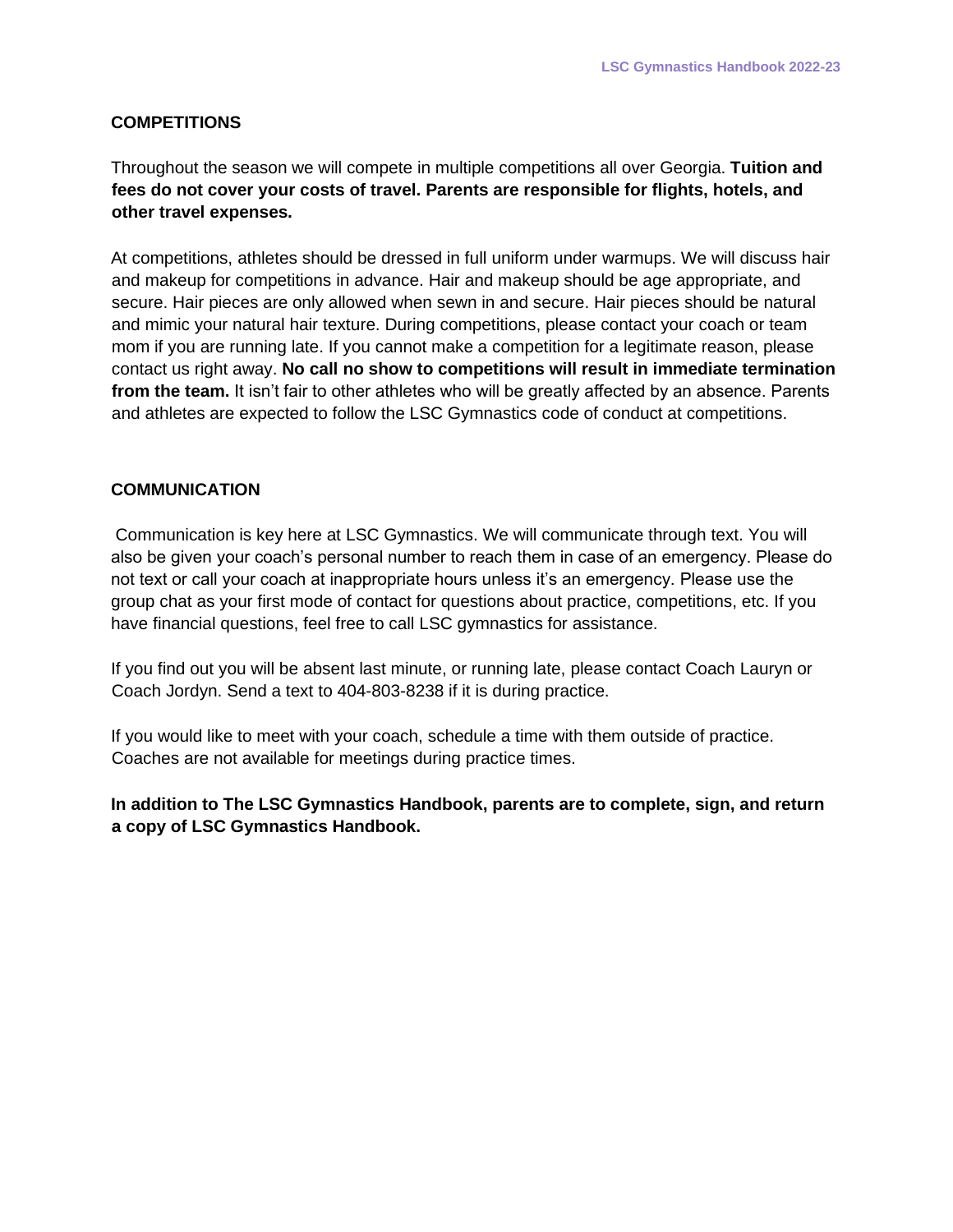## COMPETITIONS

Throughout the season we will compete in multiple competitions all over Georgia. **Tuition and fees do not cover your costs of travel. Parents are responsible for flights, hotels, and other travel expenses.**

At competitions, athletes should be dressed in full uniform under warmups. We will discuss hair and makeup for competitions in advance. Hair and makeup should be age appropriate, and secure. Hair pieces are only allowed when sewn in and secure. Hair pieces should be natural and mimic your natural hair texture. During competitions, please contact your coach or team mom if you are running late. If you cannot make a competition for a legitimate reason, please contact us right away. **No call no show to competitions will result in immediate termination from the team.** It isn't fair to other athletes who will be greatly affected by an absence. Parents and athletes are expected to follow the LSC Gymnastics code of conduct at competitions.

## COMMUNICATION

Communication is key here at LSC Gymnastics. We will communicate through text. You will also be given your coach's personal number to reach them in case of an emergency. Please do not text or call your coach at inappropriate hours unless it's an emergency. Please use the group chat as your first mode of contact for questions about practice, competitions, etc. If you have financial questions, feel free to call LSC gymnastics for assistance.

If you find out you will be absent last minute, or running late, please contact Coach Lauryn or Coach Jordyn. Send a text to 404-803-8238 if it is during practice.

If you would like to meet with your coach, schedule a time with them outside of practice. Coaches are not available for meetings during practice times.

**In addition to The LSC Gymnastics Handbook, parents are to complete, sign, and return a copy of LSC Gymnastics Handbook.**